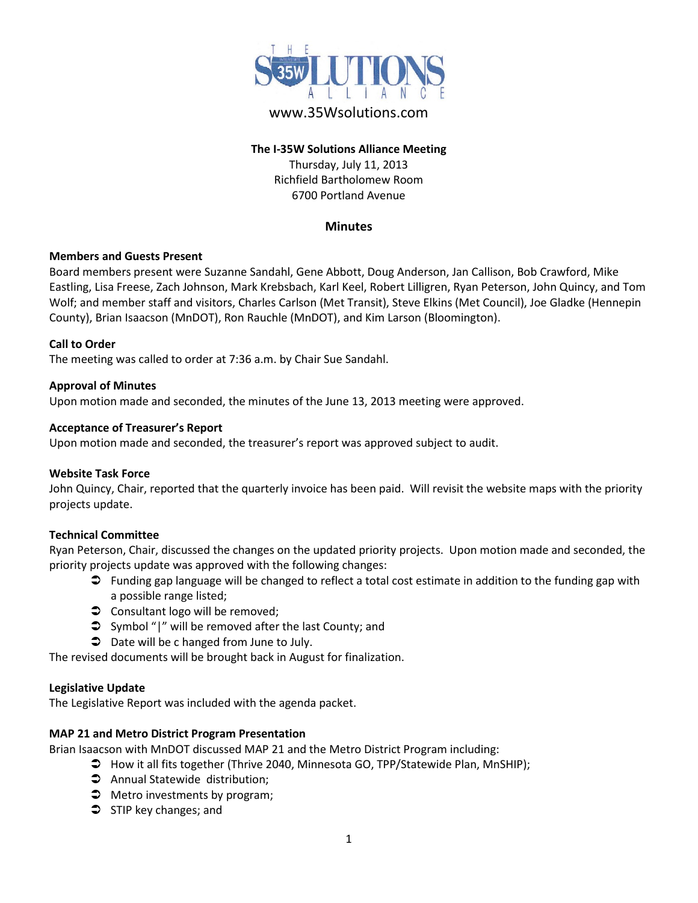www.35Wsolutions.com

**The I-35W Solutions Alliance Meeting**

Thursday, July 11, 2013

Richfield Bartholomew Room

6700 Portland Avenue

## Minutes

**Members and Guests Present**

Board members present were Suzanne Sandahl, Gene Abbott, Doug Anderson, Jan Callison, Bob Crawford, Mike Eastling, Lisa Freese, Zach Johnson, Mark Krebsbach, Karl Keel, Robert Lilligren, Ryan Peterson, John Quincy, and Tom Wolf; and member staff and visitors, Charles Carlson (Met Transit), Steve Elkins (Met Council), Joe Gladke (Hennepin County), Brian Isaacson (MnDOT), Ron Rauchle (MnDOT), and Kim Larson (Bloomington).

**Call to Order**

The meeting was called to order at 7:36 a.m. by Chair Sue Sandahl.

**Approval of Minutes**

Upon motion made and seconded, the minutes of the June 13, 2013 meeting were approved.

**Acceptance of Treasurer's Report**

Upon motion made and seconded, the treasurer's report was approved subject to audit.

**Website Task Force**

John Quincy, Chair, reported that the quarterly invoice has been paid. Will revisit the website maps with the priority projects update.

**Technical Committee**

Ryan Peterson, Chair, discussed the changes on the updated priority projects. Upon motion made and seconded, the priority projects update was approved with the following changes:

- Funding gap language will be changed to reflect a total cost estimate in addition to the funding gap with a possible range listed;
- Consultant logo will be removed;
- Symbol "|" will be removed after the last County; and
- Date will be c hanged from June to July.

The revised documents will be brought back in August for finalization.

**Legislative Update**

The Legislative Report was included with the agenda packet.

**MAP 21 and Metro District Program Presentation**

Brian Isaacson with MnDOT discussed MAP 21 and the Metro District Program including:

- How it all fits together (Thrive 2040, Minnesota GO, TPP/Statewide Plan, MnSHIP);
- Annual Statewide distribution;
- Metro investments by program;
- STIP key changes; and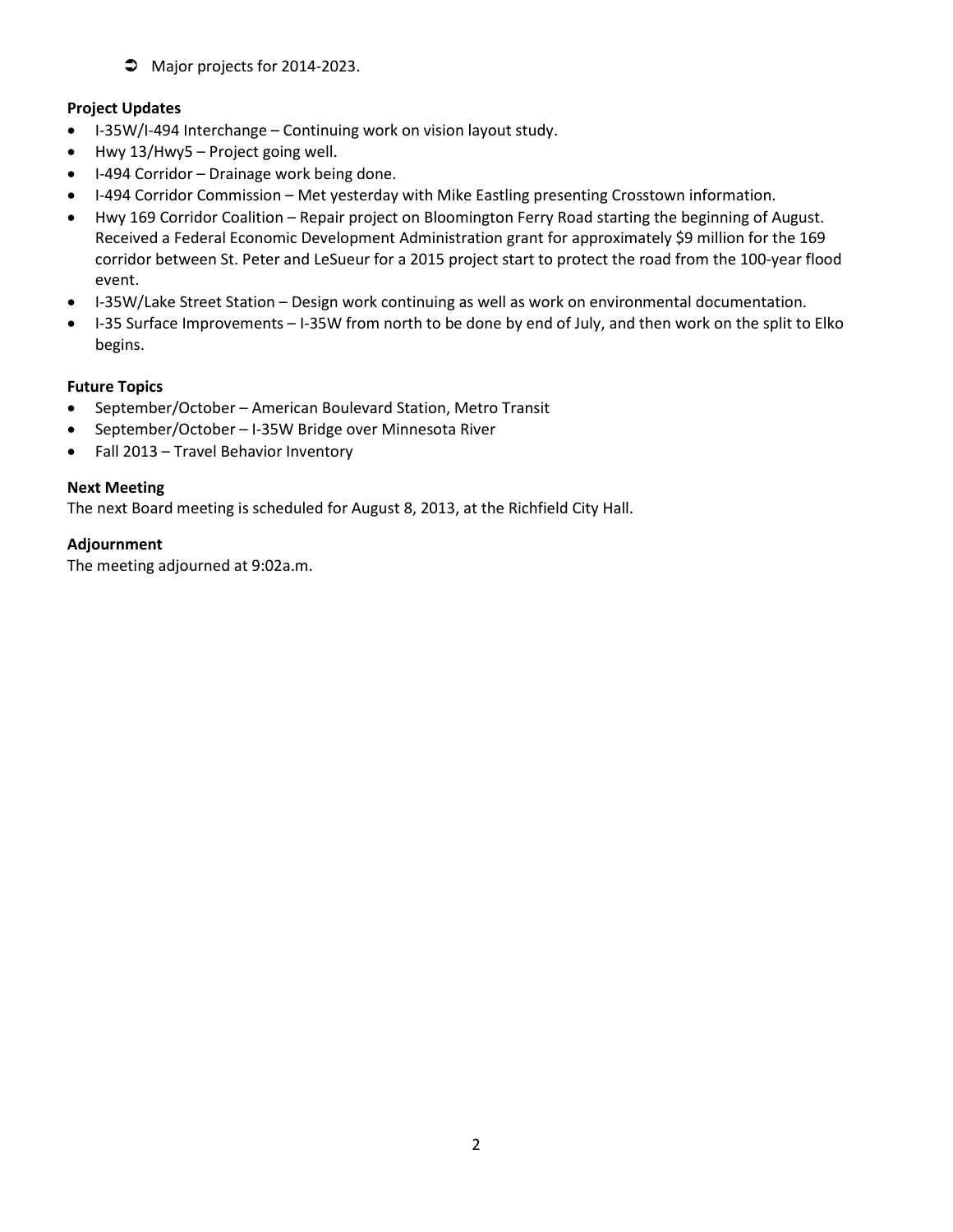- Major projects for 2014-2023.

**Project Updates**

- I-35W/I-494 Interchange – Continuing work on vision layout study.
- Hwy 13/Hwy5 – Project going well.
- I-494 Corridor – Drainage work being done.
- I-494 Corridor Commission – Met yesterday with Mike Eastling presenting Crosstown information.
- Hwy 169 Corridor Coalition – Repair project on Bloomington Ferry Road starting the beginning of August. Received a Federal Economic Development Administration grant for approximately $9 million for the 169 corridor between St. Peter and LeSueur for a 2015 project start to protect the road from the 100-year flood event.
- I-35W/Lake Street Station – Design work continuing as well as work on environmental documentation.
- I-35 Surface Improvements – I-35W from north to be done by end of July, and then work on the split to Elko begins.

**Future Topics**

- September/October – American Boulevard Station, Metro Transit
- September/October – I-35W Bridge over Minnesota River
- Fall 2013 – Travel Behavior Inventory

**Next Meeting**

The next Board meeting is scheduled for August 8, 2013, at the Richfield City Hall.

**Adjournment**

The meeting adjourned at 9:02a.m.